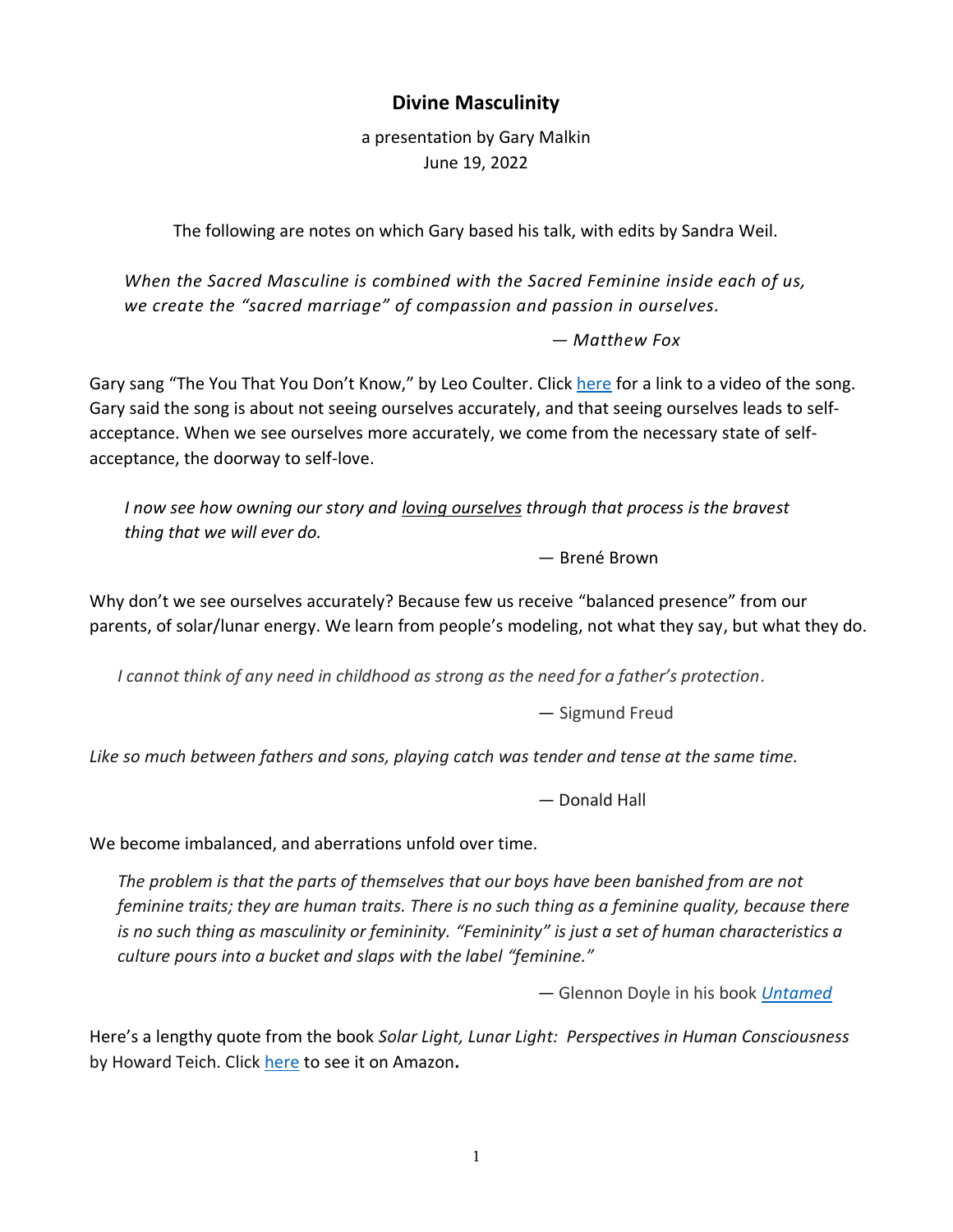# Divine Masculinity

a presentation by Gary Malkin
June 19, 2022

The following are notes on which Gary based his talk, with edits by Sandra Weil.

> *When the Sacred Masculine is combined with the Sacred Feminine inside each of us, we create the "sacred marriage" of compassion and passion in ourselves.*
>
> *— Matthew Fox*

Gary sang "The You That You Don't Know," by Leo Coulter. Click here for a link to a video of the song. Gary said the song is about not seeing ourselves accurately, and that seeing ourselves leads to self-acceptance. When we see ourselves more accurately, we come from the necessary state of self-acceptance, the doorway to self-love.

> *I now see how owning our story and loving ourselves through that process is the bravest thing that we will ever do.*
>
> — Brené Brown

Why don't we see ourselves accurately? Because few us receive "balanced presence" from our parents, of solar/lunar energy. We learn from people's modeling, not what they say, but what they do.

> *I cannot think of any need in childhood as strong as the need for a father's protection.*
>
> — Sigmund Freud

> *Like so much between fathers and sons, playing catch was tender and tense at the same time.*
>
> — Donald Hall

We become imbalanced, and aberrations unfold over time.

> *The problem is that the parts of themselves that our boys have been banished from are not feminine traits; they are human traits. There is no such thing as a feminine quality, because there is no such thing as masculinity or femininity. "Femininity" is just a set of human characteristics a culture pours into a bucket and slaps with the label "feminine."*
>
> — Glennon Doyle in his book *Untamed*

Here's a lengthy quote from the book *Solar Light, Lunar Light: Perspectives in Human Consciousness* by Howard Teich. Click here to see it on Amazon**.**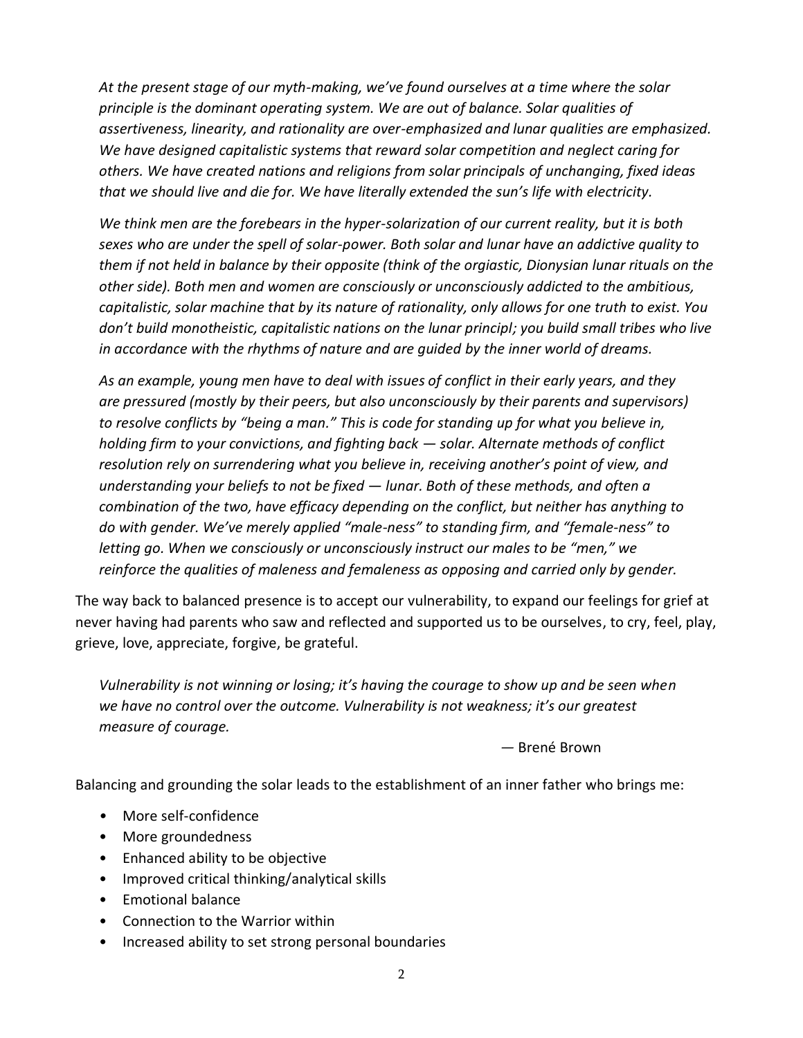*At the present stage of our myth-making, we've found ourselves at a time where the solar principle is the dominant operating system. We are out of balance. Solar qualities of assertiveness, linearity, and rationality are over-emphasized and lunar qualities are emphasized. We have designed capitalistic systems that reward solar competition and neglect caring for others. We have created nations and religions from solar principals of unchanging, fixed ideas that we should live and die for. We have literally extended the sun's life with electricity.*

*We think men are the forebears in the hyper-solarization of our current reality, but it is both sexes who are under the spell of solar-power. Both solar and lunar have an addictive quality to them if not held in balance by their opposite (think of the orgiastic, Dionysian lunar rituals on the other side). Both men and women are consciously or unconsciously addicted to the ambitious, capitalistic, solar machine that by its nature of rationality, only allows for one truth to exist. You don't build monotheistic, capitalistic nations on the lunar principl; you build small tribes who live in accordance with the rhythms of nature and are guided by the inner world of dreams.*

*As an example, young men have to deal with issues of conflict in their early years, and they are pressured (mostly by their peers, but also unconsciously by their parents and supervisors) to resolve conflicts by "being a man." This is code for standing up for what you believe in, holding firm to your convictions, and fighting back — solar. Alternate methods of conflict resolution rely on surrendering what you believe in, receiving another's point of view, and understanding your beliefs to not be fixed — lunar. Both of these methods, and often a combination of the two, have efficacy depending on the conflict, but neither has anything to do with gender. We've merely applied "male-ness" to standing firm, and "female-ness" to letting go. When we consciously or unconsciously instruct our males to be "men," we reinforce the qualities of maleness and femaleness as opposing and carried only by gender.*

The way back to balanced presence is to accept our vulnerability, to expand our feelings for grief at never having had parents who saw and reflected and supported us to be ourselves, to cry, feel, play, grieve, love, appreciate, forgive, be grateful.

> *Vulnerability is not winning or losing; it's having the courage to show up and be seen when we have no control over the outcome. Vulnerability is not weakness; it's our greatest measure of courage.*
>
> — Brené Brown

Balancing and grounding the solar leads to the establishment of an inner father who brings me:

- More self-confidence
- More groundedness
- Enhanced ability to be objective
- Improved critical thinking/analytical skills
- Emotional balance
- Connection to the Warrior within
- Increased ability to set strong personal boundaries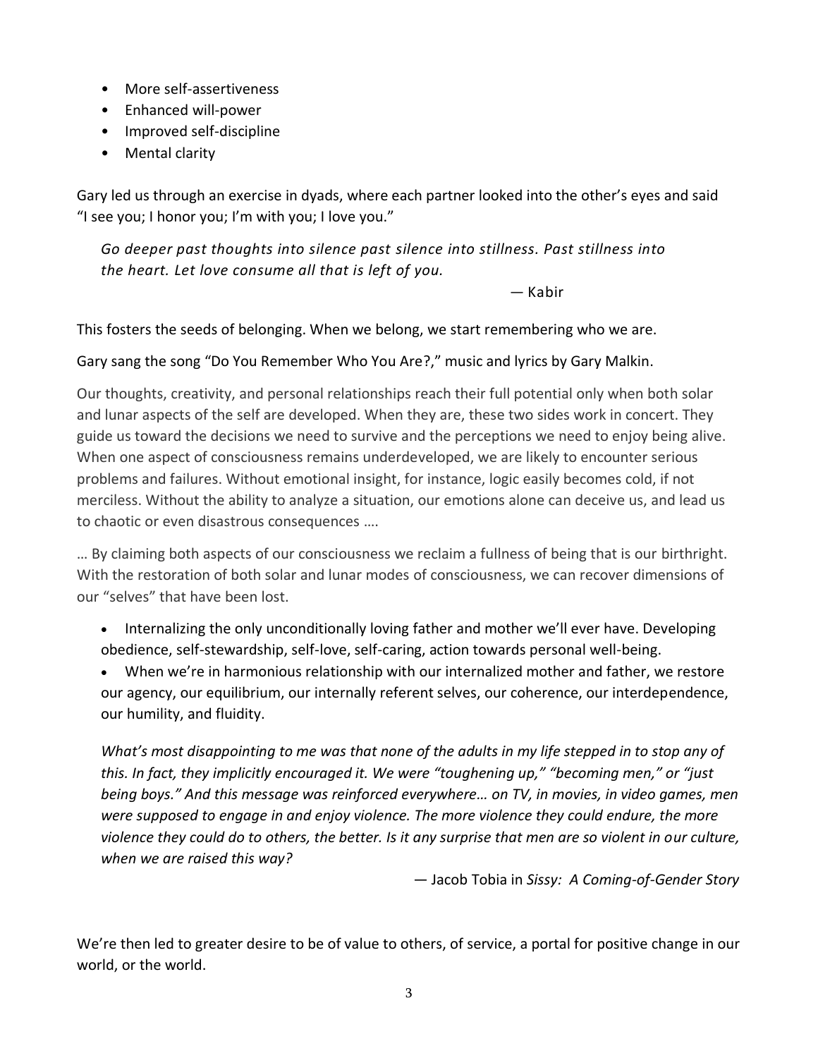- More self-assertiveness
- Enhanced will-power
- Improved self-discipline
- Mental clarity

Gary led us through an exercise in dyads, where each partner looked into the other's eyes and said "I see you; I honor you; I'm with you; I love you."

> *Go deeper past thoughts into silence past silence into stillness. Past stillness into the heart. Let love consume all that is left of you.*
>
> — Kabir

This fosters the seeds of belonging. When we belong, we start remembering who we are.

Gary sang the song "Do You Remember Who You Are?," music and lyrics by Gary Malkin.

Our thoughts, creativity, and personal relationships reach their full potential only when both solar and lunar aspects of the self are developed. When they are, these two sides work in concert. They guide us toward the decisions we need to survive and the perceptions we need to enjoy being alive. When one aspect of consciousness remains underdeveloped, we are likely to encounter serious problems and failures. Without emotional insight, for instance, logic easily becomes cold, if not merciless. Without the ability to analyze a situation, our emotions alone can deceive us, and lead us to chaotic or even disastrous consequences ….

… By claiming both aspects of our consciousness we reclaim a fullness of being that is our birthright. With the restoration of both solar and lunar modes of consciousness, we can recover dimensions of our "selves" that have been lost.

- Internalizing the only unconditionally loving father and mother we'll ever have. Developing obedience, self-stewardship, self-love, self-caring, action towards personal well-being.
- When we're in harmonious relationship with our internalized mother and father, we restore our agency, our equilibrium, our internally referent selves, our coherence, our interdependence, our humility, and fluidity.

> *What's most disappointing to me was that none of the adults in my life stepped in to stop any of this. In fact, they implicitly encouraged it. We were "toughening up," "becoming men," or "just being boys." And this message was reinforced everywhere… on TV, in movies, in video games, men were supposed to engage in and enjoy violence. The more violence they could endure, the more violence they could do to others, the better. Is it any surprise that men are so violent in our culture, when we are raised this way?*
>
> — Jacob Tobia in *Sissy: A Coming-of-Gender Story*

We're then led to greater desire to be of value to others, of service, a portal for positive change in our world, or the world.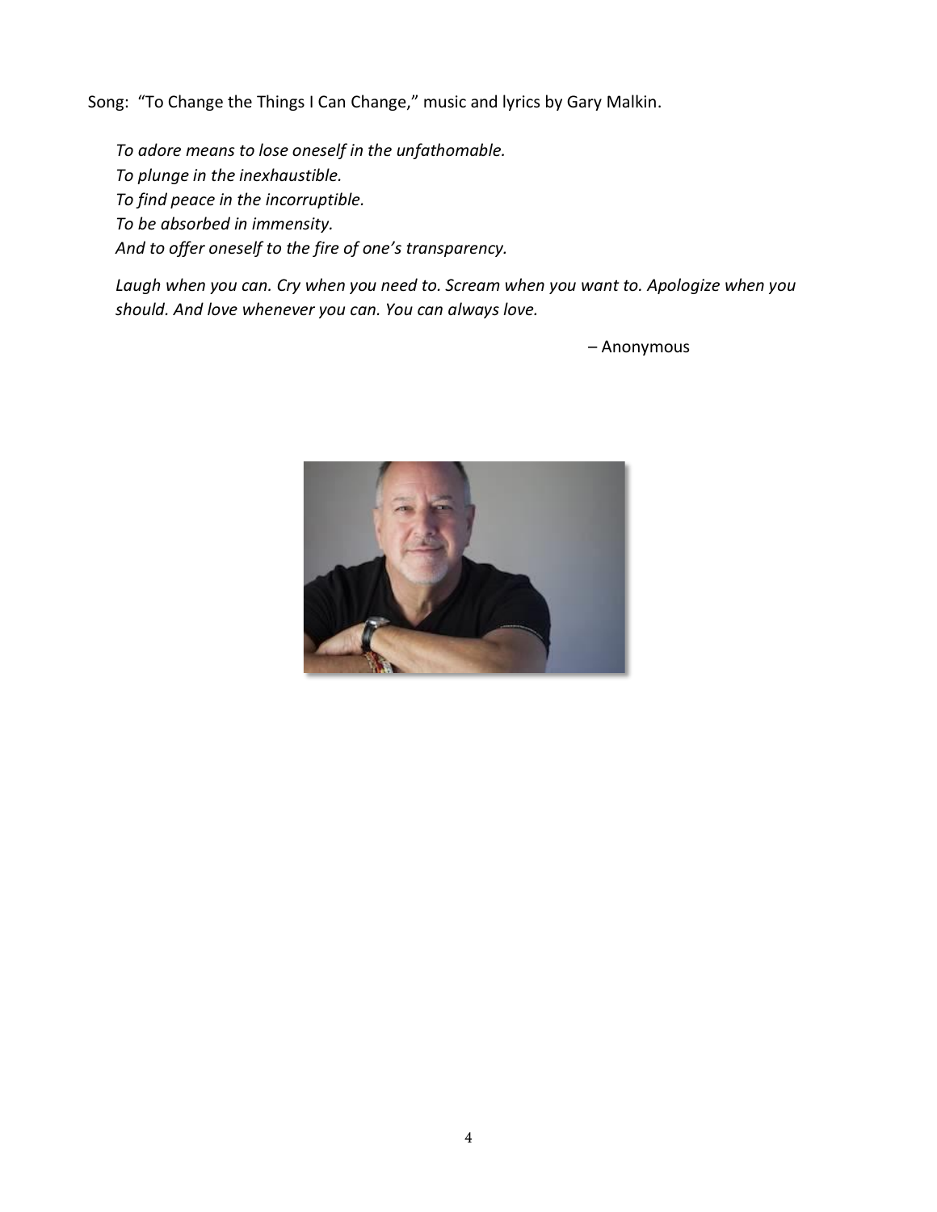Song: "To Change the Things I Can Change," music and lyrics by Gary Malkin.

*To adore means to lose oneself in the unfathomable.*
*To plunge in the inexhaustible.*
*To find peace in the incorruptible.*
*To be absorbed in immensity.*
*And to offer oneself to the fire of one's transparency.*

*Laugh when you can. Cry when you need to. Scream when you want to. Apologize when you should. And love whenever you can. You can always love.*

– Anonymous